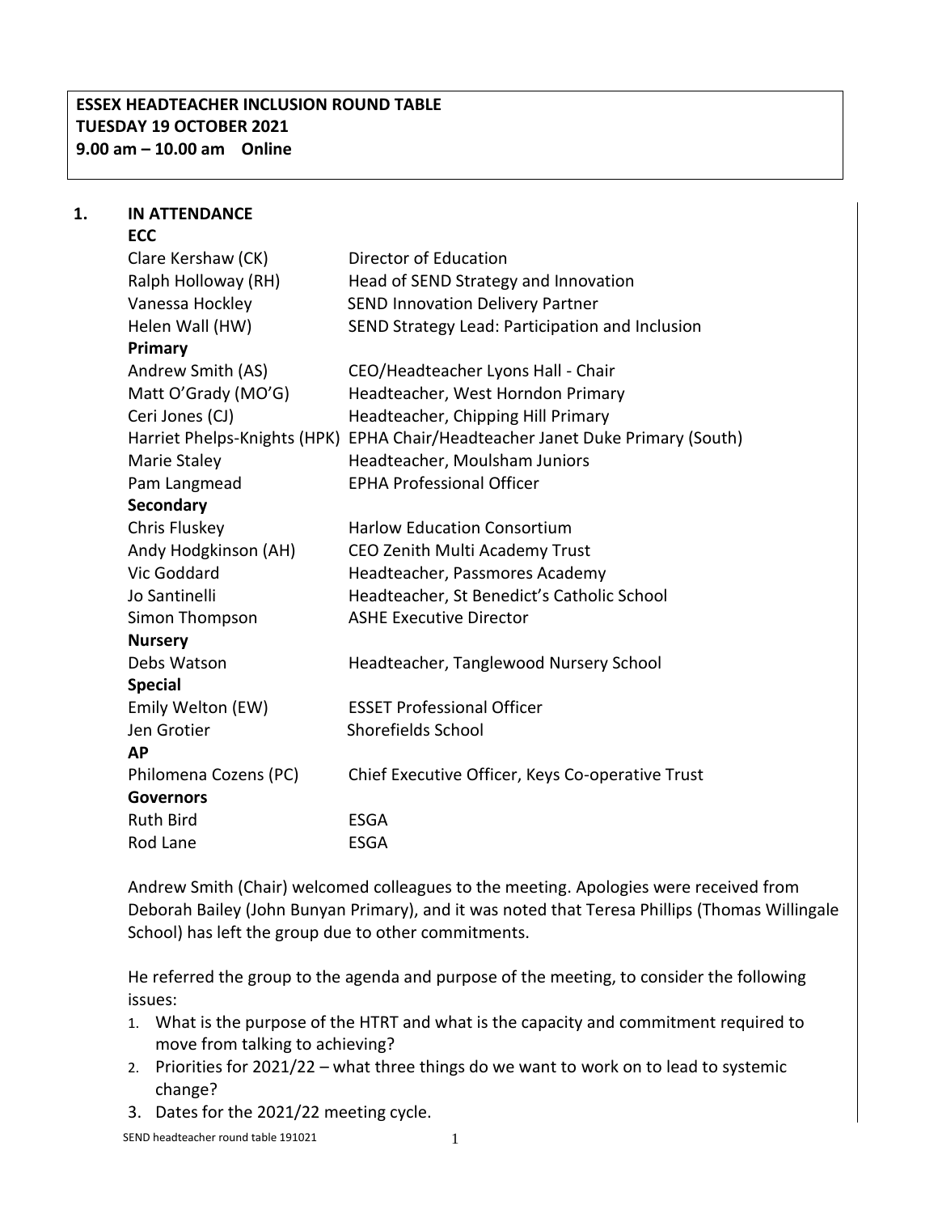**ESSEX HEADTEACHER INCLUSION ROUND TABLE**
**TUESDAY 19 OCTOBER 2021**
**9.00 am – 10.00 am Online**

## 1. IN ATTENDANCE

**ECC**

| | |
|---|---|
| Clare Kershaw (CK) | Director of Education |
| Ralph Holloway (RH) | Head of SEND Strategy and Innovation |
| Vanessa Hockley | SEND Innovation Delivery Partner |
| Helen Wall (HW) | SEND Strategy Lead: Participation and Inclusion |
| **Primary** | |
| Andrew Smith (AS) | CEO/Headteacher Lyons Hall - Chair |
| Matt O'Grady (MO'G) | Headteacher, West Horndon Primary |
| Ceri Jones (CJ) | Headteacher, Chipping Hill Primary |
| Harriet Phelps-Knights (HPK) | EPHA Chair/Headteacher Janet Duke Primary (South) |
| Marie Staley | Headteacher, Moulsham Juniors |
| Pam Langmead | EPHA Professional Officer |
| **Secondary** | |
| Chris Fluskey | Harlow Education Consortium |
| Andy Hodgkinson (AH) | CEO Zenith Multi Academy Trust |
| Vic Goddard | Headteacher, Passmores Academy |
| Jo Santinelli | Headteacher, St Benedict's Catholic School |
| Simon Thompson | ASHE Executive Director |
| **Nursery** | |
| Debs Watson | Headteacher, Tanglewood Nursery School |
| **Special** | |
| Emily Welton (EW) | ESSET Professional Officer |
| Jen Grotier | Shorefields School |
| **AP** | |
| Philomena Cozens (PC) | Chief Executive Officer, Keys Co-operative Trust |
| **Governors** | |
| Ruth Bird | ESGA |
| Rod Lane | ESGA |

Andrew Smith (Chair) welcomed colleagues to the meeting. Apologies were received from Deborah Bailey (John Bunyan Primary), and it was noted that Teresa Phillips (Thomas Willingale School) has left the group due to other commitments.

He referred the group to the agenda and purpose of the meeting, to consider the following issues:

1. What is the purpose of the HTRT and what is the capacity and commitment required to move from talking to achieving?
2. Priorities for 2021/22 – what three things do we want to work on to lead to systemic change?
3. Dates for the 2021/22 meeting cycle.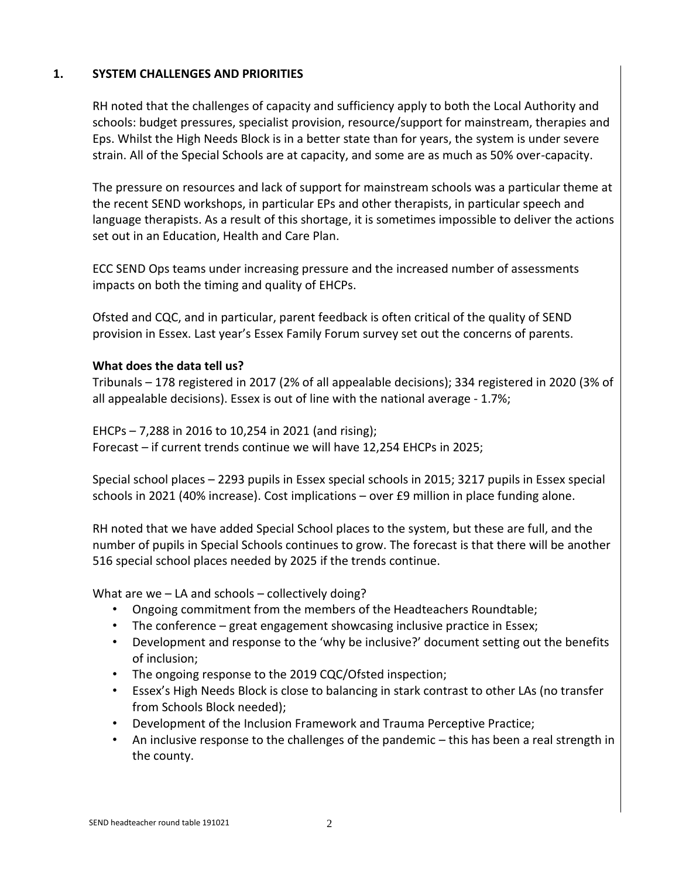## 1. SYSTEM CHALLENGES AND PRIORITIES

RH noted that the challenges of capacity and sufficiency apply to both the Local Authority and schools: budget pressures, specialist provision, resource/support for mainstream, therapies and Eps. Whilst the High Needs Block is in a better state than for years, the system is under severe strain. All of the Special Schools are at capacity, and some are as much as 50% over-capacity.

The pressure on resources and lack of support for mainstream schools was a particular theme at the recent SEND workshops, in particular EPs and other therapists, in particular speech and language therapists. As a result of this shortage, it is sometimes impossible to deliver the actions set out in an Education, Health and Care Plan.

ECC SEND Ops teams under increasing pressure and the increased number of assessments impacts on both the timing and quality of EHCPs.

Ofsted and CQC, and in particular, parent feedback is often critical of the quality of SEND provision in Essex. Last year's Essex Family Forum survey set out the concerns of parents.

**What does the data tell us?**

Tribunals – 178 registered in 2017 (2% of all appealable decisions); 334 registered in 2020 (3% of all appealable decisions). Essex is out of line with the national average - 1.7%;

EHCPs – 7,288 in 2016 to 10,254 in 2021 (and rising);
Forecast – if current trends continue we will have 12,254 EHCPs in 2025;

Special school places – 2293 pupils in Essex special schools in 2015; 3217 pupils in Essex special schools in 2021 (40% increase). Cost implications – over £9 million in place funding alone.

RH noted that we have added Special School places to the system, but these are full, and the number of pupils in Special Schools continues to grow. The forecast is that there will be another 516 special school places needed by 2025 if the trends continue.

What are we – LA and schools – collectively doing?

- Ongoing commitment from the members of the Headteachers Roundtable;
- The conference – great engagement showcasing inclusive practice in Essex;
- Development and response to the 'why be inclusive?' document setting out the benefits of inclusion;
- The ongoing response to the 2019 CQC/Ofsted inspection;
- Essex's High Needs Block is close to balancing in stark contrast to other LAs (no transfer from Schools Block needed);
- Development of the Inclusion Framework and Trauma Perceptive Practice;
- An inclusive response to the challenges of the pandemic – this has been a real strength in the county.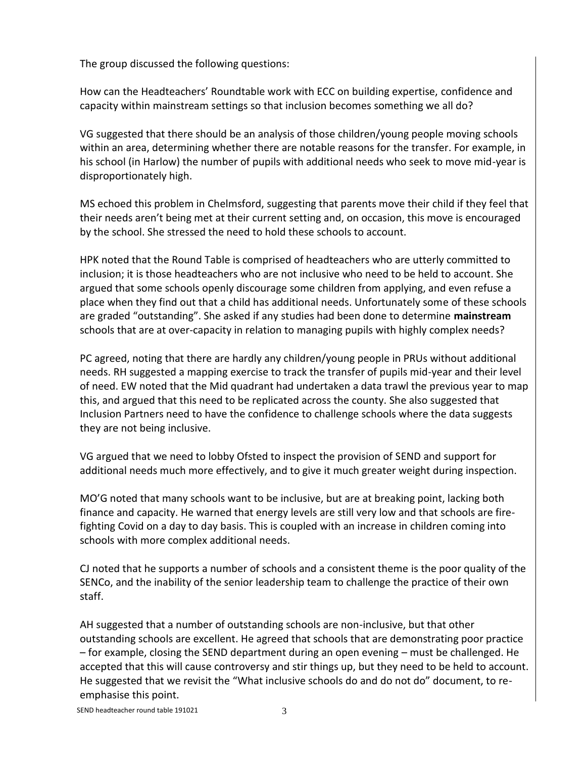The group discussed the following questions:

How can the Headteachers' Roundtable work with ECC on building expertise, confidence and capacity within mainstream settings so that inclusion becomes something we all do?

VG suggested that there should be an analysis of those children/young people moving schools within an area, determining whether there are notable reasons for the transfer. For example, in his school (in Harlow) the number of pupils with additional needs who seek to move mid-year is disproportionately high.

MS echoed this problem in Chelmsford, suggesting that parents move their child if they feel that their needs aren't being met at their current setting and, on occasion, this move is encouraged by the school. She stressed the need to hold these schools to account.

HPK noted that the Round Table is comprised of headteachers who are utterly committed to inclusion; it is those headteachers who are not inclusive who need to be held to account. She argued that some schools openly discourage some children from applying, and even refuse a place when they find out that a child has additional needs. Unfortunately some of these schools are graded "outstanding". She asked if any studies had been done to determine **mainstream** schools that are at over-capacity in relation to managing pupils with highly complex needs?

PC agreed, noting that there are hardly any children/young people in PRUs without additional needs. RH suggested a mapping exercise to track the transfer of pupils mid-year and their level of need. EW noted that the Mid quadrant had undertaken a data trawl the previous year to map this, and argued that this need to be replicated across the county. She also suggested that Inclusion Partners need to have the confidence to challenge schools where the data suggests they are not being inclusive.

VG argued that we need to lobby Ofsted to inspect the provision of SEND and support for additional needs much more effectively, and to give it much greater weight during inspection.

MO'G noted that many schools want to be inclusive, but are at breaking point, lacking both finance and capacity. He warned that energy levels are still very low and that schools are fire-fighting Covid on a day to day basis. This is coupled with an increase in children coming into schools with more complex additional needs.

CJ noted that he supports a number of schools and a consistent theme is the poor quality of the SENCo, and the inability of the senior leadership team to challenge the practice of their own staff.

AH suggested that a number of outstanding schools are non-inclusive, but that other outstanding schools are excellent. He agreed that schools that are demonstrating poor practice – for example, closing the SEND department during an open evening – must be challenged. He accepted that this will cause controversy and stir things up, but they need to be held to account. He suggested that we revisit the "What inclusive schools do and do not do" document, to re-emphasise this point.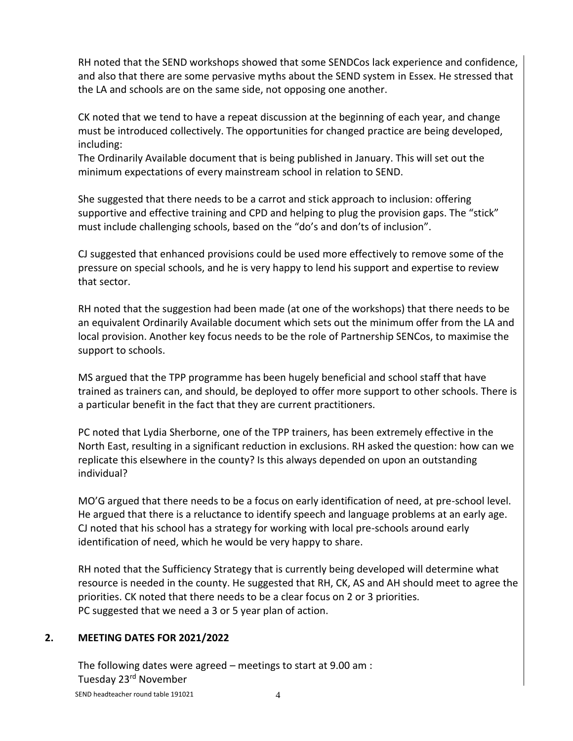RH noted that the SEND workshops showed that some SENDCos lack experience and confidence, and also that there are some pervasive myths about the SEND system in Essex. He stressed that the LA and schools are on the same side, not opposing one another.

CK noted that we tend to have a repeat discussion at the beginning of each year, and change must be introduced collectively. The opportunities for changed practice are being developed, including:
The Ordinarily Available document that is being published in January. This will set out the minimum expectations of every mainstream school in relation to SEND.

She suggested that there needs to be a carrot and stick approach to inclusion: offering supportive and effective training and CPD and helping to plug the provision gaps. The "stick" must include challenging schools, based on the "do's and don'ts of inclusion".

CJ suggested that enhanced provisions could be used more effectively to remove some of the pressure on special schools, and he is very happy to lend his support and expertise to review that sector.

RH noted that the suggestion had been made (at one of the workshops) that there needs to be an equivalent Ordinarily Available document which sets out the minimum offer from the LA and local provision. Another key focus needs to be the role of Partnership SENCos, to maximise the support to schools.

MS argued that the TPP programme has been hugely beneficial and school staff that have trained as trainers can, and should, be deployed to offer more support to other schools. There is a particular benefit in the fact that they are current practitioners.

PC noted that Lydia Sherborne, one of the TPP trainers, has been extremely effective in the North East, resulting in a significant reduction in exclusions. RH asked the question: how can we replicate this elsewhere in the county? Is this always depended on upon an outstanding individual?

MO'G argued that there needs to be a focus on early identification of need, at pre-school level. He argued that there is a reluctance to identify speech and language problems at an early age. CJ noted that his school has a strategy for working with local pre-schools around early identification of need, which he would be very happy to share.

RH noted that the Sufficiency Strategy that is currently being developed will determine what resource is needed in the county. He suggested that RH, CK, AS and AH should meet to agree the priorities. CK noted that there needs to be a clear focus on 2 or 3 priorities.
PC suggested that we need a 3 or 5 year plan of action.

## 2. MEETING DATES FOR 2021/2022

The following dates were agreed – meetings to start at 9.00 am :
Tuesday 23rd November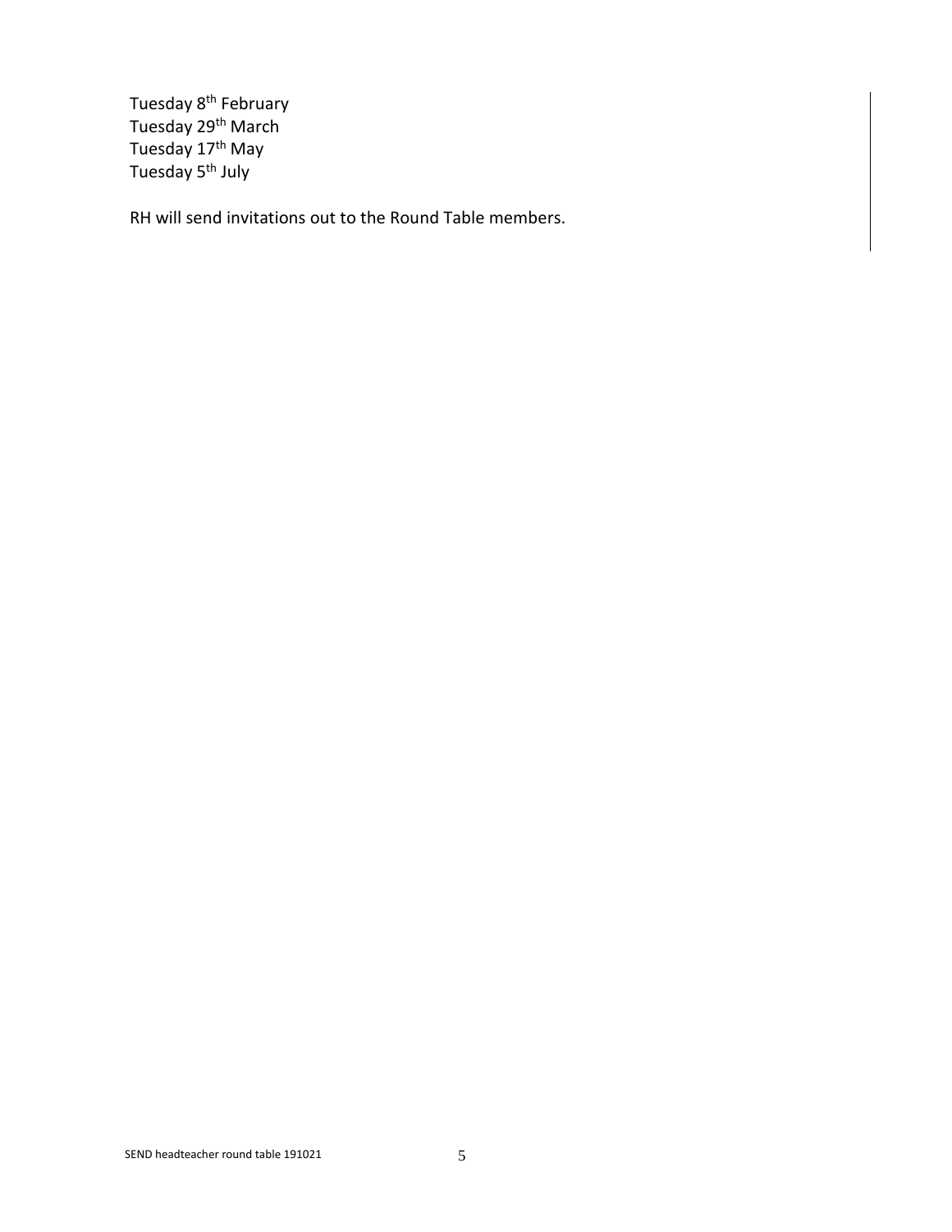Tuesday 8th February  
Tuesday 29th March  
Tuesday 17th May  
Tuesday 5th July

RH will send invitations out to the Round Table members.